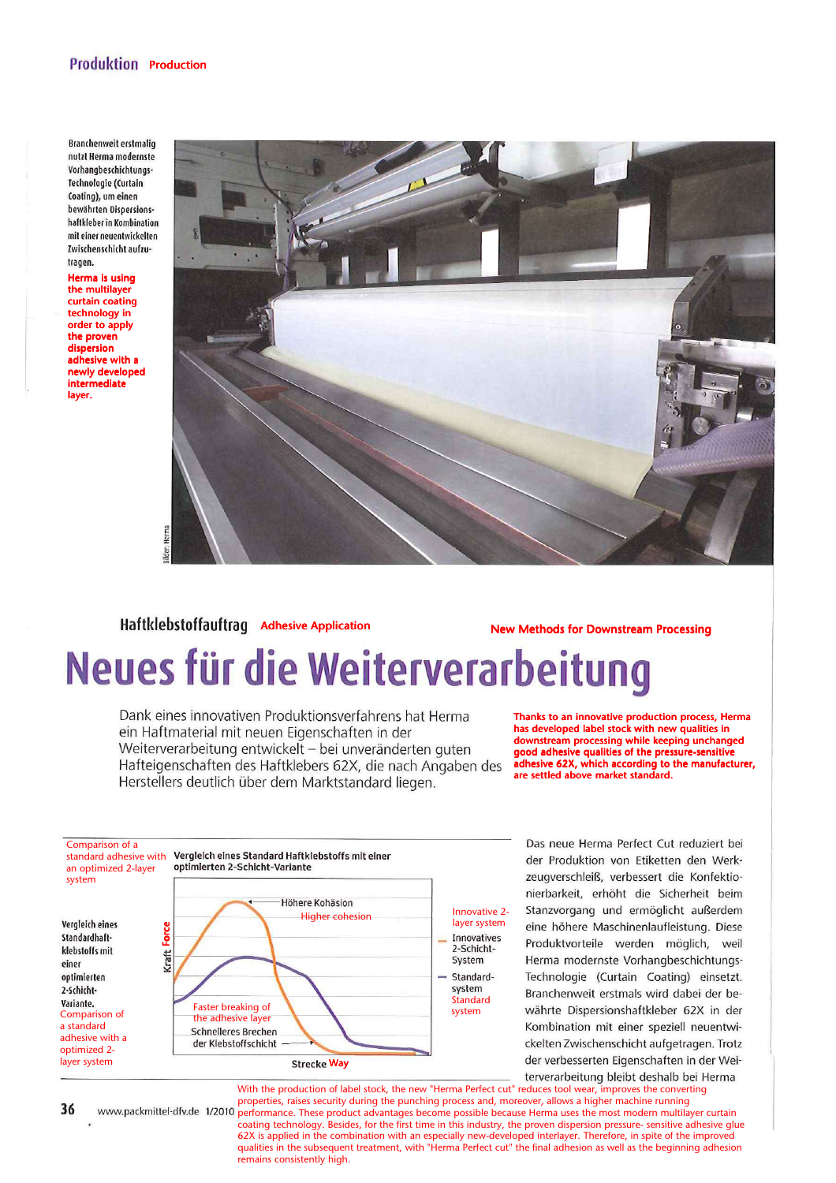Branchenweit erstmalig nutzt Herma modernste Vorhangbeschichtungs-Technologie (Curtain Coating), um einen bewährten Dispersionshaftkleber in Kombination mit einer neuentwickelten Zwischenschicht aufzutragen.

Herma is using the multilayer curtain coating technology in order to apply the proven dispersion adhesive with a newly developed intermediate layer.

Bilder: Herma

Haftklebstoffauftrag **Adhesive Application**

**New Methods for Downstream Processing**

# Neues für die Weiterverarbeitung

Dank eines innovativen Produktionsverfahrens hat Herma ein Haftmaterial mit neuen Eigenschaften in der Weiterverarbeitung entwickelt – bei unveränderten guten Hafteigenschaften des Haftklebers 62X, die nach Angaben des Herstellers deutlich über dem Marktstandard liegen.

**Thanks to an innovative production process, Herma has developed label stock with new qualities in downstream processing while keeping unchanged good adhesive qualities of the pressure-sensitive adhesive 62X, which according to the manufacturer, are settled above market standard.**

Comparison of a standard adhesive with an optimized 2-layer system

**Vergleich eines Standard Haftklebstoffs mit einer optimierten 2-Schicht-Variante**

Kraft Force — Strecke Way

Höhere Kohäsion / Higher cohesion

Faster breaking of the adhesive layer / Schnelleres Brechen der Klebstoffschicht

Innovative 2-layer system / Innovatives 2-Schicht-System

Standard-system / Standard system

**Vergleich eines Standardhaftklebstoffs mit einer optimierten 2-Schicht-Variante.**
Comparison of a standard adhesive with a optimized 2-layer system

Das neue Herma Perfect Cut reduziert bei der Produktion von Etiketten den Werkzeugverschleiß, verbessert die Konfektionierbarkeit, erhöht die Sicherheit beim Stanzvorgang und ermöglicht außerdem eine höhere Maschinenlaufleistung. Diese Produktvorteile werden möglich, weil Herma modernste Vorhangbeschichtungs-Technologie (Curtain Coating) einsetzt. Branchenweit erstmals wird dabei der bewährte Dispersionshaftkleber 62X in der Kombination mit einer speziell neuentwickelten Zwischenschicht aufgetragen. Trotz der verbesserten Eigenschaften in der Weiterverarbeitung bleibt deshalb bei Herma

With the production of label stock, the new "Herma Perfect cut" reduces tool wear, improves the converting properties, raises security during the punching process and, moreover, allows a higher machine running performance. These product advantages become possible because Herma uses the most modern multilayer curtain coating technology. Besides, for the first time in this industry, the proven dispersion pressure- sensitive adhesive glue 62X is applied in the combination with an especially new-developed interlayer. Therefore, in spite of the improved qualities in the subsequent treatment, with "Herma Perfect cut" the final adhesion as well as the beginning adhesion remains consistently high.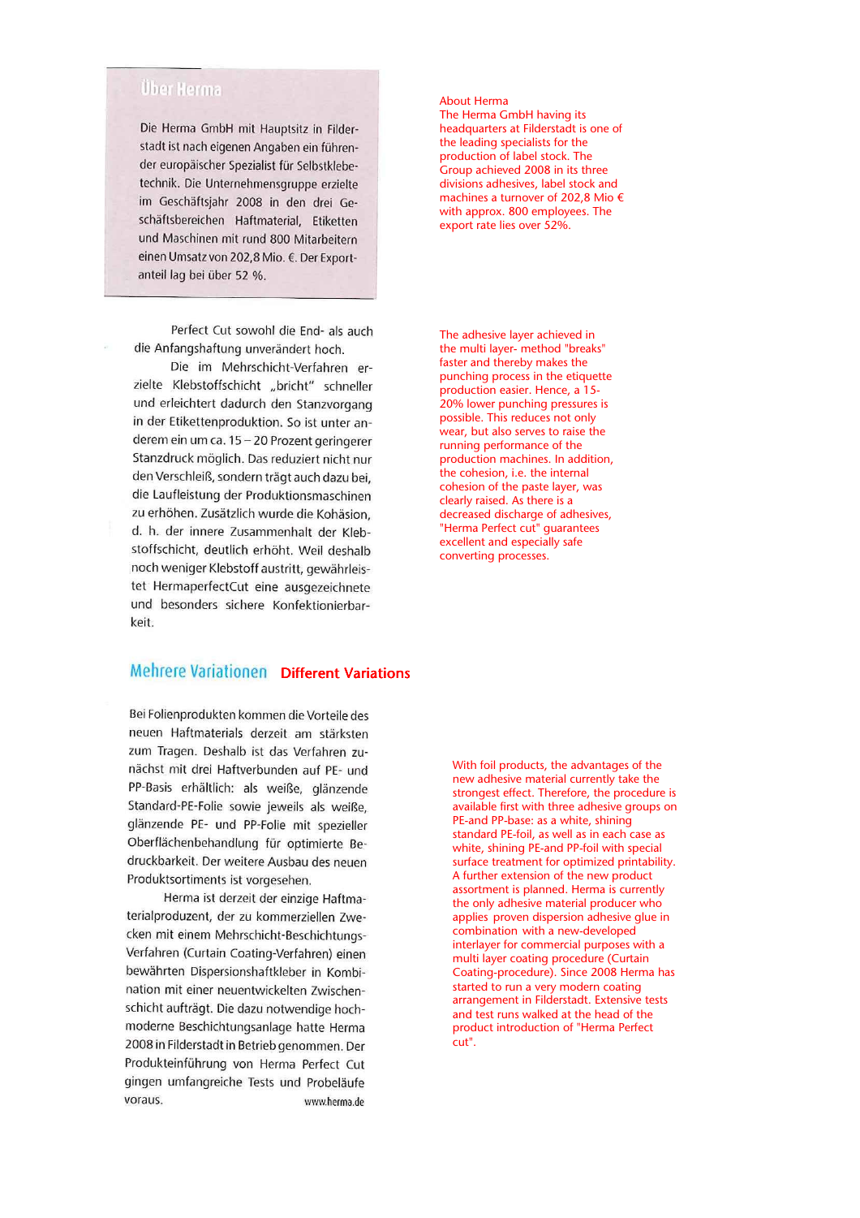## Über Herma

Die Herma GmbH mit Hauptsitz in Filderstadt ist nach eigenen Angaben ein führender europäischer Spezialist für Selbstklebetechnik. Die Unternehmensgruppe erzielte im Geschäftsjahr 2008 in den drei Geschäftsbereichen Haftmaterial, Etiketten und Maschinen mit rund 800 Mitarbeitern einen Umsatz von 202,8 Mio. €. Der Exportanteil lag bei über 52 %.

About Herma
The Herma GmbH having its headquarters at Filderstadt is one of the leading specialists for the production of label stock. The Group achieved 2008 in its three divisions adhesives, label stock and machines a turnover of 202,8 Mio € with approx. 800 employees. The export rate lies over 52%.

Perfect Cut sowohl die End- als auch die Anfangshaftung unverändert hoch.

Die im Mehrschicht-Verfahren erzielte Klebstoffschicht „bricht" schneller und erleichtert dadurch den Stanzvorgang in der Etikettenproduktion. So ist unter anderem ein um ca. 15 – 20 Prozent geringerer Stanzdruck möglich. Das reduziert nicht nur den Verschleiß, sondern trägt auch dazu bei, die Laufleistung der Produktionsmaschinen zu erhöhen. Zusätzlich wurde die Kohäsion, d. h. der innere Zusammenhalt der Klebstoffschicht, deutlich erhöht. Weil deshalb noch weniger Klebstoff austritt, gewährleistet HermaperfectCut eine ausgezeichnete und besonders sichere Konfektionierbarkeit.

The adhesive layer achieved in the multi layer- method "breaks" faster and thereby makes the punching process in the etiquette production easier. Hence, a 15-20% lower punching pressures is possible. This reduces not only wear, but also serves to raise the running performance of the production machines. In addition, the cohesion, i.e. the internal cohesion of the paste layer, was clearly raised. As there is a decreased discharge of adhesives, "Herma Perfect cut" guarantees excellent and especially safe converting processes.

## Mehrere Variationen — Different Variations

Bei Folienprodukten kommen die Vorteile des neuen Haftmaterials derzeit am stärksten zum Tragen. Deshalb ist das Verfahren zunächst mit drei Haftverbunden auf PE- und PP-Basis erhältlich: als weiße, glänzende Standard-PE-Folie sowie jeweils als weiße, glänzende PE- und PP-Folie mit spezieller Oberflächenbehandlung für optimierte Bedruckbarkeit. Der weitere Ausbau des neuen Produktsortiments ist vorgesehen.

Herma ist derzeit der einzige Haftmaterialproduzent, der zu kommerziellen Zwecken mit einem Mehrschicht-Beschichtungs-Verfahren (Curtain Coating-Verfahren) einen bewährten Dispersionshaftkleber in Kombination mit einer neuentwickelten Zwischenschicht aufträgt. Die dazu notwendige hochmoderne Beschichtungsanlage hatte Herma 2008 in Filderstadt in Betrieb genommen. Der Produkteinführung von Herma Perfect Cut gingen umfangreiche Tests und Probeläufe voraus.

www.herma.de

With foil products, the advantages of the new adhesive material currently take the strongest effect. Therefore, the procedure is available first with three adhesive groups on PE-and PP-base: as a white, shining standard PE-foil, as well as in each case as white, shining PE-and PP-foil with special surface treatment for optimized printability. A further extension of the new product assortment is planned. Herma is currently the only adhesive material producer who applies proven dispersion adhesive glue in combination with a new-developed interlayer for commercial purposes with a multi layer coating procedure (Curtain Coating-procedure). Since 2008 Herma has started to run a very modern coating arrangement in Filderstadt. Extensive tests and test runs walked at the head of the product introduction of "Herma Perfect cut".